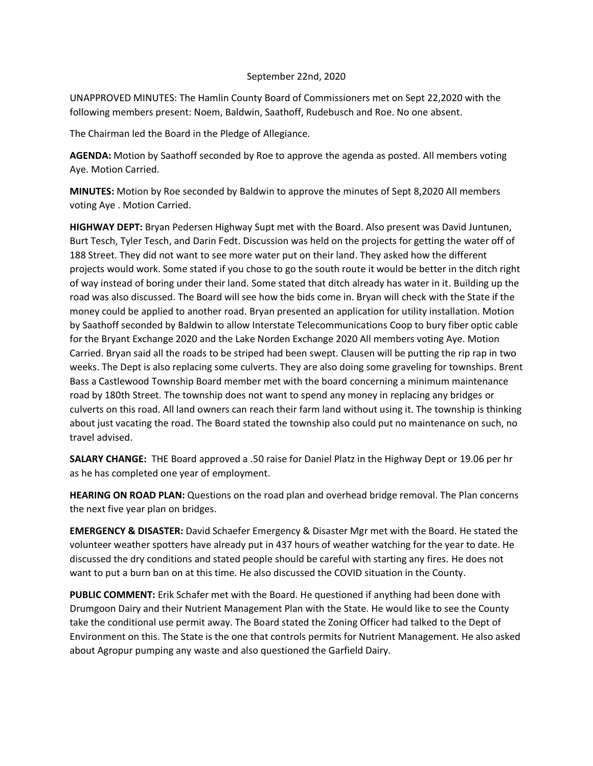September 22nd, 2020

UNAPPROVED MINUTES: The Hamlin County Board of Commissioners met on Sept 22,2020 with the following members present: Noem, Baldwin, Saathoff, Rudebusch and Roe. No one absent.

The Chairman led the Board in the Pledge of Allegiance.

**AGENDA:** Motion by Saathoff seconded by Roe to approve the agenda as posted. All members voting Aye. Motion Carried.

**MINUTES:** Motion by Roe seconded by Baldwin to approve the minutes of Sept 8,2020 All members voting Aye . Motion Carried.

**HIGHWAY DEPT:** Bryan Pedersen Highway Supt met with the Board. Also present was David Juntunen, Burt Tesch, Tyler Tesch, and Darin Fedt. Discussion was held on the projects for getting the water off of 188 Street. They did not want to see more water put on their land. They asked how the different projects would work. Some stated if you chose to go the south route it would be better in the ditch right of way instead of boring under their land. Some stated that ditch already has water in it. Building up the road was also discussed. The Board will see how the bids come in. Bryan will check with the State if the money could be applied to another road. Bryan presented an application for utility installation. Motion by Saathoff seconded by Baldwin to allow Interstate Telecommunications Coop to bury fiber optic cable for the Bryant Exchange 2020 and the Lake Norden Exchange 2020 All members voting Aye. Motion Carried. Bryan said all the roads to be striped had been swept. Clausen will be putting the rip rap in two weeks. The Dept is also replacing some culverts. They are also doing some graveling for townships. Brent Bass a Castlewood Township Board member met with the board concerning a minimum maintenance road by 180th Street. The township does not want to spend any money in replacing any bridges or culverts on this road. All land owners can reach their farm land without using it. The township is thinking about just vacating the road. The Board stated the township also could put no maintenance on such, no travel advised.

**SALARY CHANGE:** THE Board approved a .50 raise for Daniel Platz in the Highway Dept or 19.06 per hr as he has completed one year of employment.

**HEARING ON ROAD PLAN:** Questions on the road plan and overhead bridge removal. The Plan concerns the next five year plan on bridges.

**EMERGENCY & DISASTER:** David Schaefer Emergency & Disaster Mgr met with the Board. He stated the volunteer weather spotters have already put in 437 hours of weather watching for the year to date. He discussed the dry conditions and stated people should be careful with starting any fires. He does not want to put a burn ban on at this time. He also discussed the COVID situation in the County.

**PUBLIC COMMENT:** Erik Schafer met with the Board. He questioned if anything had been done with Drumgoon Dairy and their Nutrient Management Plan with the State. He would like to see the County take the conditional use permit away. The Board stated the Zoning Officer had talked to the Dept of Environment on this. The State is the one that controls permits for Nutrient Management. He also asked about Agropur pumping any waste and also questioned the Garfield Dairy.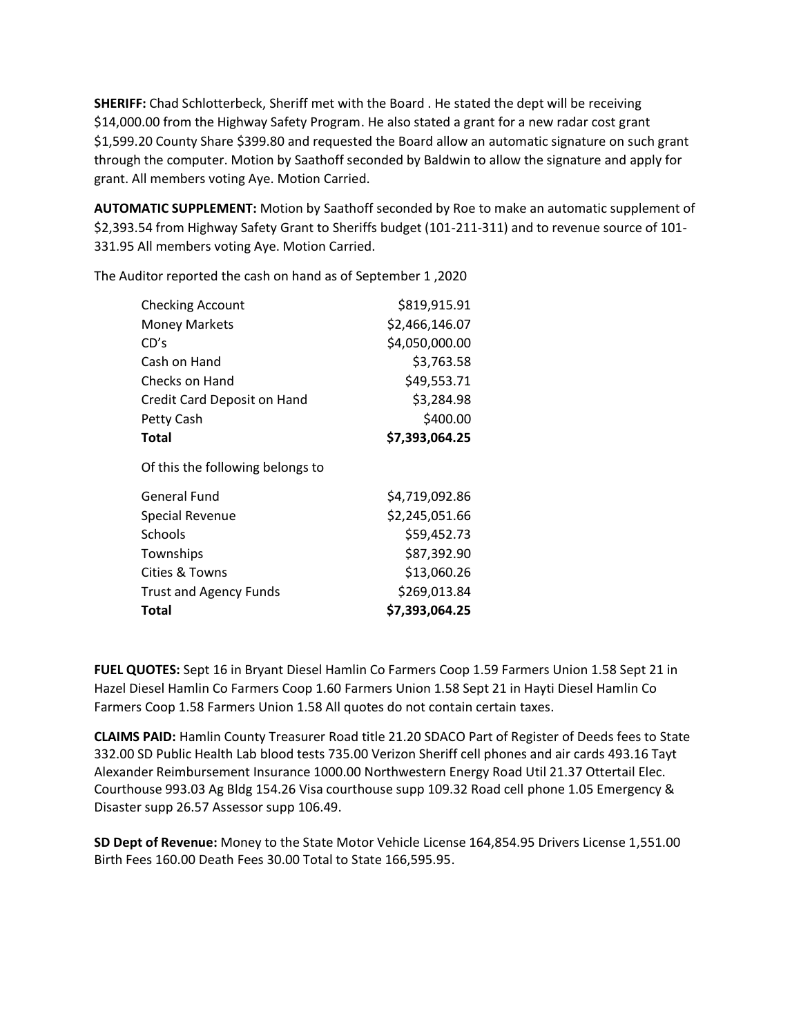**SHERIFF:** Chad Schlotterbeck, Sheriff met with the Board . He stated the dept will be receiving $14,000.00 from the Highway Safety Program. He also stated a grant for a new radar cost grant $1,599.20 County Share $399.80 and requested the Board allow an automatic signature on such grant through the computer. Motion by Saathoff seconded by Baldwin to allow the signature and apply for grant. All members voting Aye. Motion Carried.

**AUTOMATIC SUPPLEMENT:** Motion by Saathoff seconded by Roe to make an automatic supplement of $2,393.54 from Highway Safety Grant to Sheriffs budget (101-211-311) and to revenue source of 101-331.95 All members voting Aye. Motion Carried.

The Auditor reported the cash on hand as of September 1 ,2020

| | |
|---|---:|
| Checking Account | $819,915.91 |
| Money Markets | $2,466,146.07 |
| CD's | $4,050,000.00 |
| Cash on Hand | $3,763.58 |
| Checks on Hand | $49,553.71 |
| Credit Card Deposit on Hand | $3,284.98 |
| Petty Cash | $400.00 |
| **Total** | **$7,393,064.25** |

Of this the following belongs to

| | |
|---|---:|
| General Fund | $4,719,092.86 |
| Special Revenue | $2,245,051.66 |
| Schools | $59,452.73 |
| Townships | $87,392.90 |
| Cities & Towns | $13,060.26 |
| Trust and Agency Funds | $269,013.84 |
| **Total** | **$7,393,064.25** |

**FUEL QUOTES:** Sept 16 in Bryant Diesel Hamlin Co Farmers Coop 1.59 Farmers Union 1.58 Sept 21 in Hazel Diesel Hamlin Co Farmers Coop 1.60 Farmers Union 1.58 Sept 21 in Hayti Diesel Hamlin Co Farmers Coop 1.58 Farmers Union 1.58 All quotes do not contain certain taxes.

**CLAIMS PAID:** Hamlin County Treasurer Road title 21.20 SDACO Part of Register of Deeds fees to State 332.00 SD Public Health Lab blood tests 735.00 Verizon Sheriff cell phones and air cards 493.16 Tayt Alexander Reimbursement Insurance 1000.00 Northwestern Energy Road Util 21.37 Ottertail Elec. Courthouse 993.03 Ag Bldg 154.26 Visa courthouse supp 109.32 Road cell phone 1.05 Emergency & Disaster supp 26.57 Assessor supp 106.49.

**SD Dept of Revenue:** Money to the State Motor Vehicle License 164,854.95 Drivers License 1,551.00 Birth Fees 160.00 Death Fees 30.00 Total to State 166,595.95.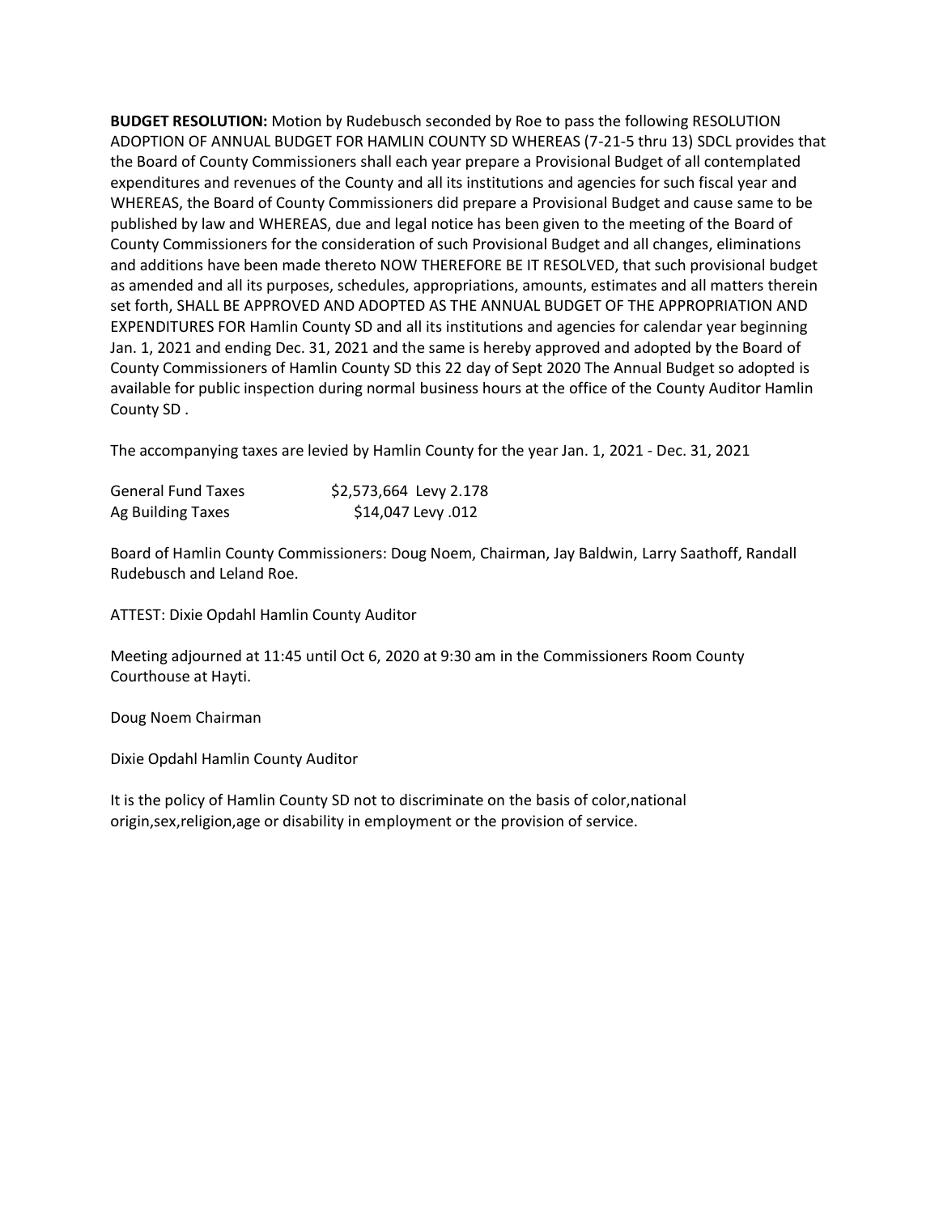**BUDGET RESOLUTION:** Motion by Rudebusch seconded by Roe to pass the following RESOLUTION ADOPTION OF ANNUAL BUDGET FOR HAMLIN COUNTY SD WHEREAS (7-21-5 thru 13) SDCL provides that the Board of County Commissioners shall each year prepare a Provisional Budget of all contemplated expenditures and revenues of the County and all its institutions and agencies for such fiscal year and WHEREAS, the Board of County Commissioners did prepare a Provisional Budget and cause same to be published by law and WHEREAS, due and legal notice has been given to the meeting of the Board of County Commissioners for the consideration of such Provisional Budget and all changes, eliminations and additions have been made thereto NOW THEREFORE BE IT RESOLVED, that such provisional budget as amended and all its purposes, schedules, appropriations, amounts, estimates and all matters therein set forth, SHALL BE APPROVED AND ADOPTED AS THE ANNUAL BUDGET OF THE APPROPRIATION AND EXPENDITURES FOR Hamlin County SD and all its institutions and agencies for calendar year beginning Jan. 1, 2021 and ending Dec. 31, 2021 and the same is hereby approved and adopted by the Board of County Commissioners of Hamlin County SD this 22 day of Sept 2020 The Annual Budget so adopted is available for public inspection during normal business hours at the office of the County Auditor Hamlin County SD .

The accompanying taxes are levied by Hamlin County for the year Jan. 1, 2021 - Dec. 31, 2021

| | |
|---|---|
| General Fund Taxes | $2,573,664 Levy 2.178 |
| Ag Building Taxes | $14,047 Levy .012 |

Board of Hamlin County Commissioners: Doug Noem, Chairman, Jay Baldwin, Larry Saathoff, Randall Rudebusch and Leland Roe.

ATTEST: Dixie Opdahl Hamlin County Auditor

Meeting adjourned at 11:45 until Oct 6, 2020 at 9:30 am in the Commissioners Room County Courthouse at Hayti.

Doug Noem Chairman

Dixie Opdahl Hamlin County Auditor

It is the policy of Hamlin County SD not to discriminate on the basis of color,national origin,sex,religion,age or disability in employment or the provision of service.